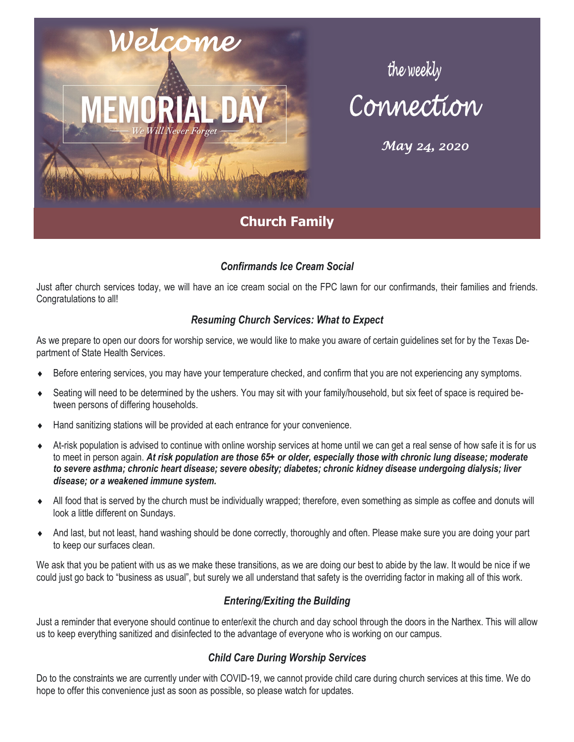Welcome

MEMORIAL DAY

We Will Never Forget

the weekly

# Connection

*May 24, 2020*

## Church Family

### *Confirmands Ice Cream Social*

Just after church services today, we will have an ice cream social on the FPC lawn for our confirmands, their families and friends. Congratulations to all!

### *Resuming Church Services: What to Expect*

As we prepare to open our doors for worship service, we would like to make you aware of certain guidelines set for by the Texas Department of State Health Services.

- Before entering services, you may have your temperature checked, and confirm that you are not experiencing any symptoms.
- Seating will need to be determined by the ushers. You may sit with your family/household, but six feet of space is required between persons of differing households.
- Hand sanitizing stations will be provided at each entrance for your convenience.
- At-risk population is advised to continue with online worship services at home until we can get a real sense of how safe it is for us to meet in person again. ***At risk population are those 65+ or older, especially those with chronic lung disease; moderate to severe asthma; chronic heart disease; severe obesity; diabetes; chronic kidney disease undergoing dialysis; liver disease; or a weakened immune system.***
- All food that is served by the church must be individually wrapped; therefore, even something as simple as coffee and donuts will look a little different on Sundays.
- And last, but not least, hand washing should be done correctly, thoroughly and often. Please make sure you are doing your part to keep our surfaces clean.

We ask that you be patient with us as we make these transitions, as we are doing our best to abide by the law. It would be nice if we could just go back to "business as usual", but surely we all understand that safety is the overriding factor in making all of this work.

### *Entering/Exiting the Building*

Just a reminder that everyone should continue to enter/exit the church and day school through the doors in the Narthex. This will allow us to keep everything sanitized and disinfected to the advantage of everyone who is working on our campus.

### *Child Care During Worship Services*

Do to the constraints we are currently under with COVID-19, we cannot provide child care during church services at this time. We do hope to offer this convenience just as soon as possible, so please watch for updates.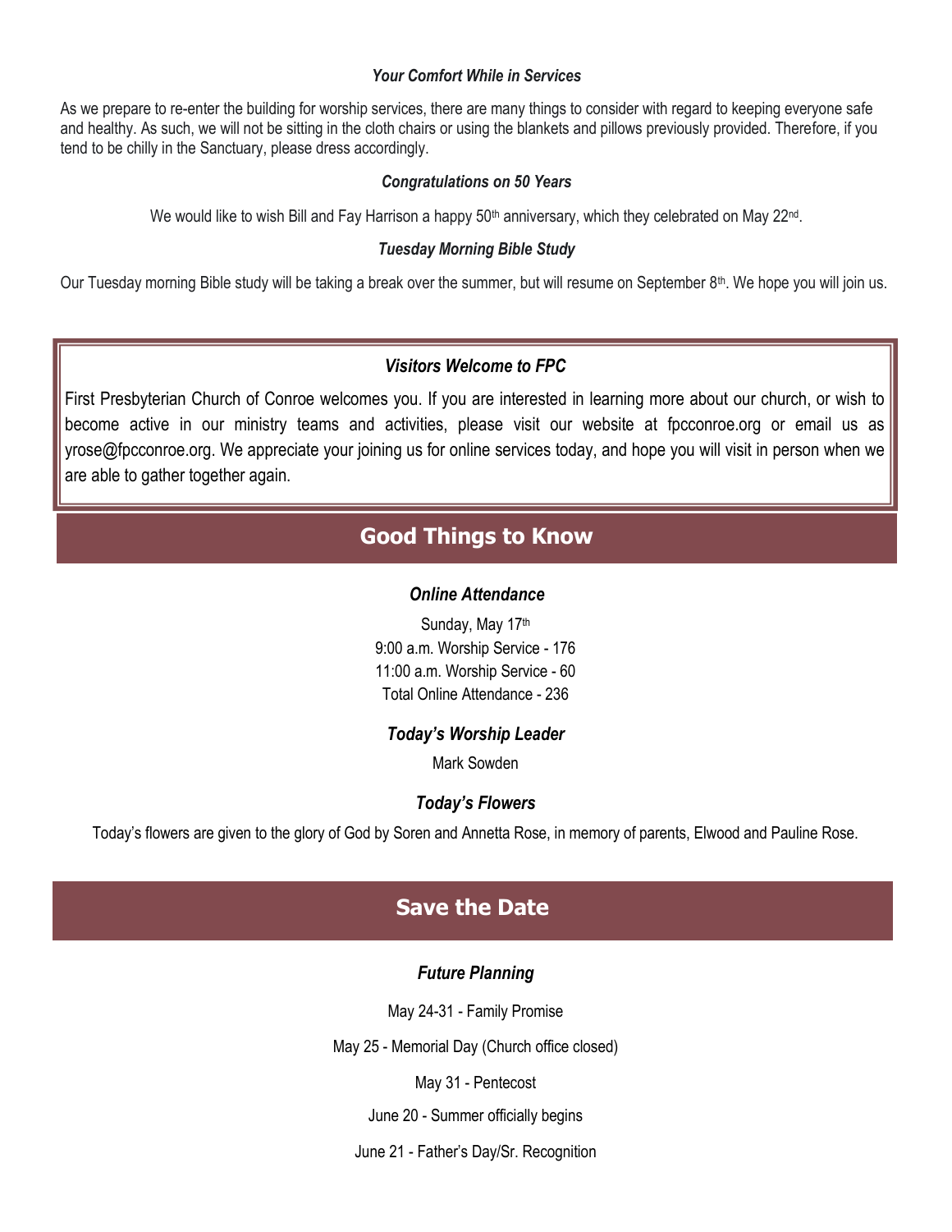### *Your Comfort While in Services*

As we prepare to re-enter the building for worship services, there are many things to consider with regard to keeping everyone safe and healthy. As such, we will not be sitting in the cloth chairs or using the blankets and pillows previously provided. Therefore, if you tend to be chilly in the Sanctuary, please dress accordingly.

### *Congratulations on 50 Years*

We would like to wish Bill and Fay Harrison a happy 50th anniversary, which they celebrated on May 22nd.

### *Tuesday Morning Bible Study*

Our Tuesday morning Bible study will be taking a break over the summer, but will resume on September 8th. We hope you will join us.

### *Visitors Welcome to FPC*

First Presbyterian Church of Conroe welcomes you. If you are interested in learning more about our church, or wish to become active in our ministry teams and activities, please visit our website at fpcconroe.org or email us as yrose@fpcconroe.org. We appreciate your joining us for online services today, and hope you will visit in person when we are able to gather together again.

## Good Things to Know

### *Online Attendance*

Sunday, May 17th
9:00 a.m. Worship Service - 176
11:00 a.m. Worship Service - 60
Total Online Attendance - 236

### *Today's Worship Leader*

Mark Sowden

### *Today's Flowers*

Today's flowers are given to the glory of God by Soren and Annetta Rose, in memory of parents, Elwood and Pauline Rose.

## Save the Date

### *Future Planning*

May 24-31 - Family Promise

May 25 - Memorial Day (Church office closed)

May 31 - Pentecost

June 20 - Summer officially begins

June 21 - Father's Day/Sr. Recognition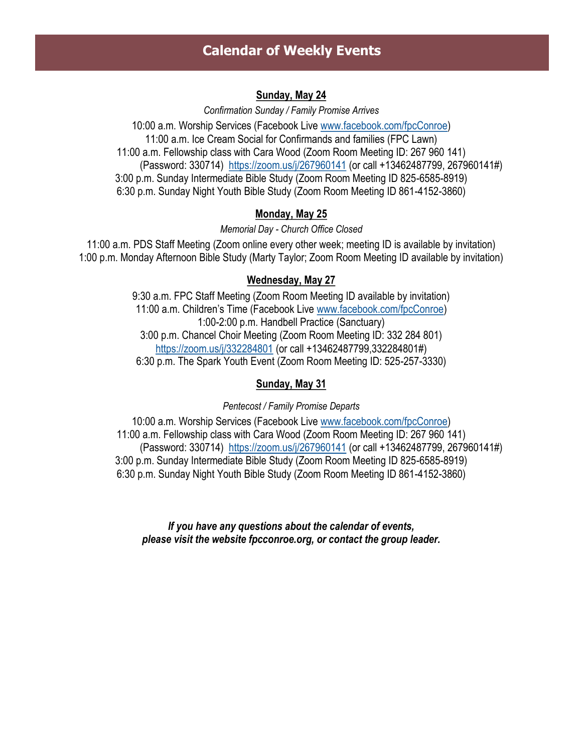# Calendar of Weekly Events

## Sunday, May 24

*Confirmation Sunday / Family Promise Arrives*

10:00 a.m. Worship Services (Facebook Live www.facebook.com/fpcConroe)
11:00 a.m. Ice Cream Social for Confirmands and families (FPC Lawn)
11:00 a.m. Fellowship class with Cara Wood (Zoom Room Meeting ID: 267 960 141)
(Password: 330714) https://zoom.us/j/267960141 (or call +13462487799, 267960141#)
3:00 p.m. Sunday Intermediate Bible Study (Zoom Room Meeting ID 825-6585-8919)
6:30 p.m. Sunday Night Youth Bible Study (Zoom Room Meeting ID 861-4152-3860)

## Monday, May 25

*Memorial Day - Church Office Closed*

11:00 a.m. PDS Staff Meeting (Zoom online every other week; meeting ID is available by invitation)
1:00 p.m. Monday Afternoon Bible Study (Marty Taylor; Zoom Room Meeting ID available by invitation)

## Wednesday, May 27

9:30 a.m. FPC Staff Meeting (Zoom Room Meeting ID available by invitation)
11:00 a.m. Children's Time (Facebook Live www.facebook.com/fpcConroe)
1:00-2:00 p.m. Handbell Practice (Sanctuary)
3:00 p.m. Chancel Choir Meeting (Zoom Room Meeting ID: 332 284 801)
https://zoom.us/j/332284801 (or call +13462487799,332284801#)
6:30 p.m. The Spark Youth Event (Zoom Room Meeting ID: 525-257-3330)

## Sunday, May 31

*Pentecost / Family Promise Departs*

10:00 a.m. Worship Services (Facebook Live www.facebook.com/fpcConroe)
11:00 a.m. Fellowship class with Cara Wood (Zoom Room Meeting ID: 267 960 141)
(Password: 330714) https://zoom.us/j/267960141 (or call +13462487799, 267960141#)
3:00 p.m. Sunday Intermediate Bible Study (Zoom Room Meeting ID 825-6585-8919)
6:30 p.m. Sunday Night Youth Bible Study (Zoom Room Meeting ID 861-4152-3860)

***If you have any questions about the calendar of events, please visit the website fpcconroe.org, or contact the group leader.***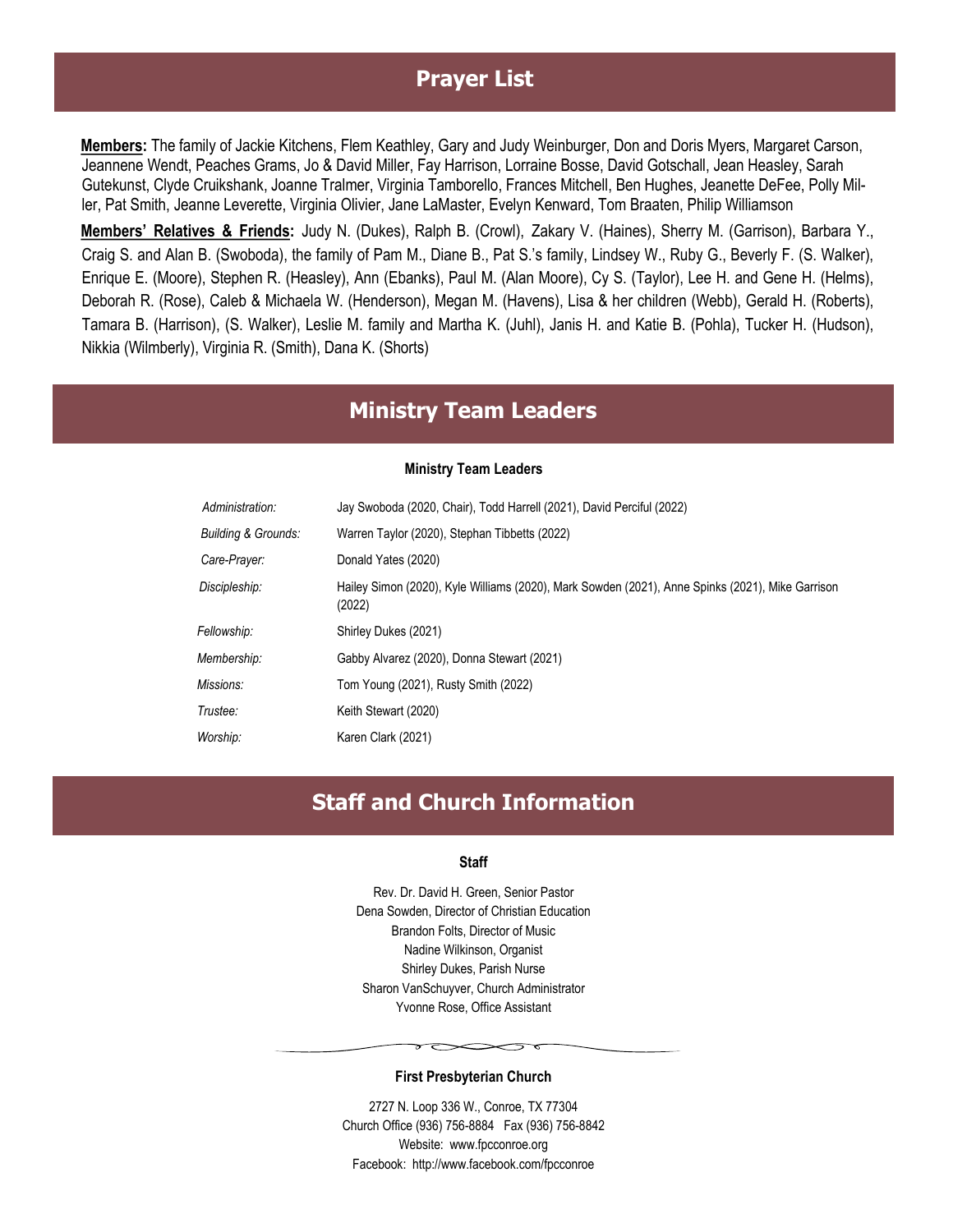# Prayer List

**Members:** The family of Jackie Kitchens, Flem Keathley, Gary and Judy Weinburger, Don and Doris Myers, Margaret Carson, Jeannene Wendt, Peaches Grams, Jo & David Miller, Fay Harrison, Lorraine Bosse, David Gotschall, Jean Heasley, Sarah Gutekunst, Clyde Cruikshank, Joanne Tralmer, Virginia Tamborello, Frances Mitchell, Ben Hughes, Jeanette DeFee, Polly Miller, Pat Smith, Jeanne Leverette, Virginia Olivier, Jane LaMaster, Evelyn Kenward, Tom Braaten, Philip Williamson

**Members' Relatives & Friends:** Judy N. (Dukes), Ralph B. (Crowl), Zakary V. (Haines), Sherry M. (Garrison), Barbara Y., Craig S. and Alan B. (Swoboda), the family of Pam M., Diane B., Pat S.'s family, Lindsey W., Ruby G., Beverly F. (S. Walker), Enrique E. (Moore), Stephen R. (Heasley), Ann (Ebanks), Paul M. (Alan Moore), Cy S. (Taylor), Lee H. and Gene H. (Helms), Deborah R. (Rose), Caleb & Michaela W. (Henderson), Megan M. (Havens), Lisa & her children (Webb), Gerald H. (Roberts), Tamara B. (Harrison), (S. Walker), Leslie M. family and Martha K. (Juhl), Janis H. and Katie B. (Pohla), Tucker H. (Hudson), Nikkia (Wilmberly), Virginia R. (Smith), Dana K. (Shorts)

# Ministry Team Leaders

**Ministry Team Leaders**

| | |
|---|---|
| *Administration:* | Jay Swoboda (2020, Chair), Todd Harrell (2021), David Perciful (2022) |
| *Building & Grounds:* | Warren Taylor (2020), Stephan Tibbetts (2022) |
| *Care-Prayer:* | Donald Yates (2020) |
| *Discipleship:* | Hailey Simon (2020), Kyle Williams (2020), Mark Sowden (2021), Anne Spinks (2021), Mike Garrison (2022) |
| *Fellowship:* | Shirley Dukes (2021) |
| *Membership:* | Gabby Alvarez (2020), Donna Stewart (2021) |
| *Missions:* | Tom Young (2021), Rusty Smith (2022) |
| *Trustee:* | Keith Stewart (2020) |
| *Worship:* | Karen Clark (2021) |

# Staff and Church Information

**Staff**

Rev. Dr. David H. Green, Senior Pastor
Dena Sowden, Director of Christian Education
Brandon Folts, Director of Music
Nadine Wilkinson, Organist
Shirley Dukes, Parish Nurse
Sharon VanSchuyver, Church Administrator
Yvonne Rose, Office Assistant

**First Presbyterian Church**

2727 N. Loop 336 W., Conroe, TX 77304
Church Office (936) 756-8884 Fax (936) 756-8842
Website: www.fpcconroe.org
Facebook: http://www.facebook.com/fpcconroe